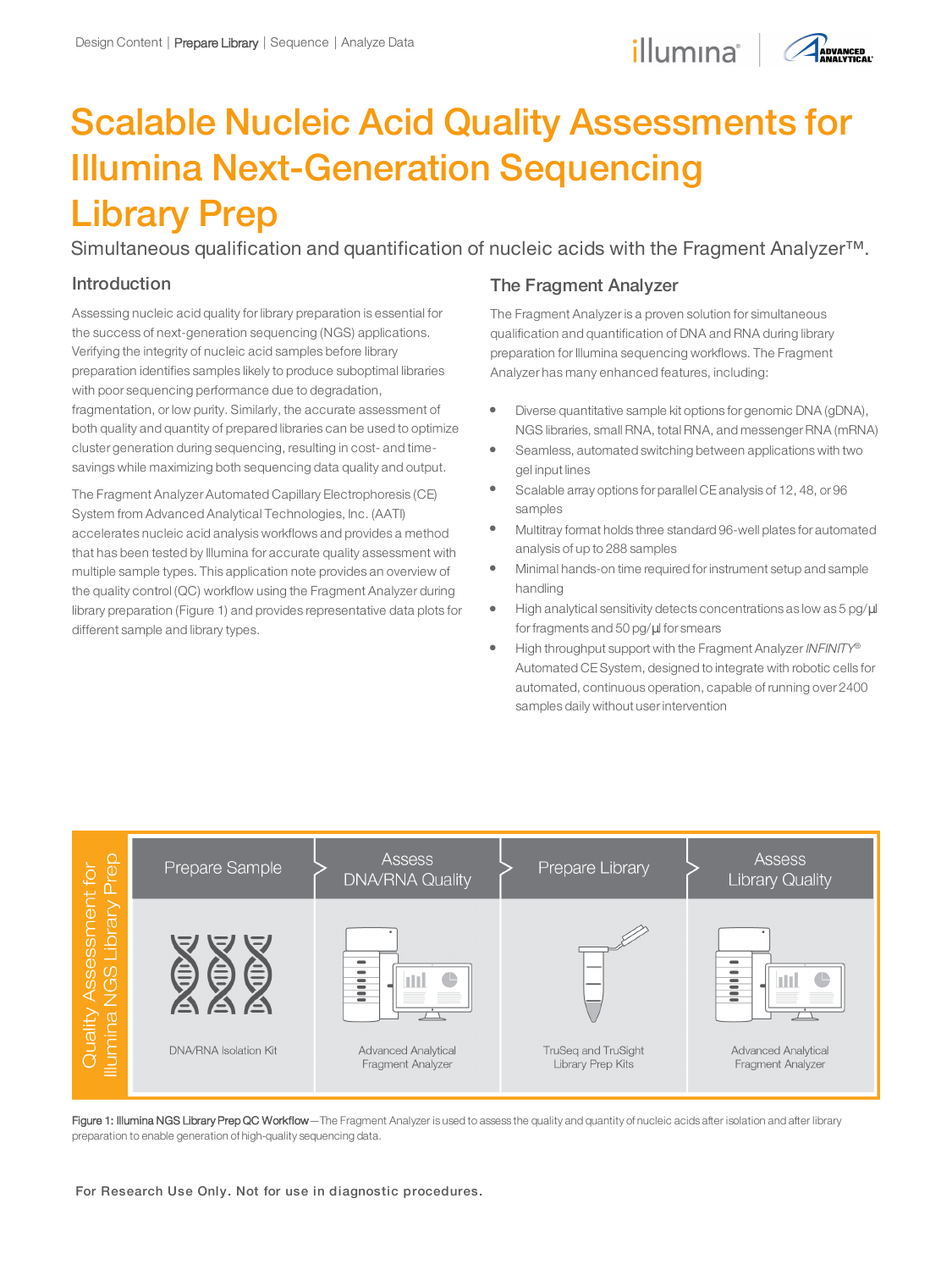# Scalable Nucleic Acid Quality Assessments for Illumina Next-Generation Sequencing Library Prep

Simultaneous qualification and quantification of nucleic acids with the Fragment Analyzer™.

## Introduction

Assessing nucleic acid quality for library preparation is essential for the success of next-generation sequencing (NGS) applications. Verifying the integrity of nucleic acid samples before library preparation identifies samples likely to produce suboptimal libraries with poor sequencing performance due to degradation, fragmentation, or low purity. Similarly, the accurate assessment of both quality and quantity of prepared libraries can be used to optimize cluster generation during sequencing, resulting in cost- and time-savings while maximizing both sequencing data quality and output.

The Fragment Analyzer Automated Capillary Electrophoresis (CE) System from Advanced Analytical Technologies, Inc. (AATI) accelerates nucleic acid analysis workflows and provides a method that has been tested by Illumina for accurate quality assessment with multiple sample types. This application note provides an overview of the quality control (QC) workflow using the Fragment Analyzer during library preparation (Figure 1) and provides representative data plots for different sample and library types.

## The Fragment Analyzer

The Fragment Analyzer is a proven solution for simultaneous qualification and quantification of DNA and RNA during library preparation for Illumina sequencing workflows. The Fragment Analyzer has many enhanced features, including:

- Diverse quantitative sample kit options for genomic DNA (gDNA), NGS libraries, small RNA, total RNA, and messenger RNA (mRNA)
- Seamless, automated switching between applications with two gel input lines
- Scalable array options for parallel CE analysis of 12, 48, or 96 samples
- Multitray format holds three standard 96-well plates for automated analysis of up to 288 samples
- Minimal hands-on time required for instrument setup and sample handling
- High analytical sensitivity detects concentrations as low as 5 pg/µl for fragments and 50 pg/µl for smears
- High throughput support with the Fragment Analyzer *INFINITY*® Automated CE System, designed to integrate with robotic cells for automated, continuous operation, capable of running over 2400 samples daily without user intervention

Quality Assessment for Illumina NGS Library Prep

| Prepare Sample | Assess DNA/RNA Quality | Prepare Library | Assess Library Quality |
|---|---|---|---|
| DNA/RNA Isolation Kit | Advanced Analytical Fragment Analyzer | TruSeq and TruSight Library Prep Kits | Advanced Analytical Fragment Analyzer |

**Figure 1: Illumina NGS Library Prep QC Workflow**—The Fragment Analyzer is used to assess the quality and quantity of nucleic acids after isolation and after library preparation to enable generation of high-quality sequencing data.

For Research Use Only. Not for use in diagnostic procedures.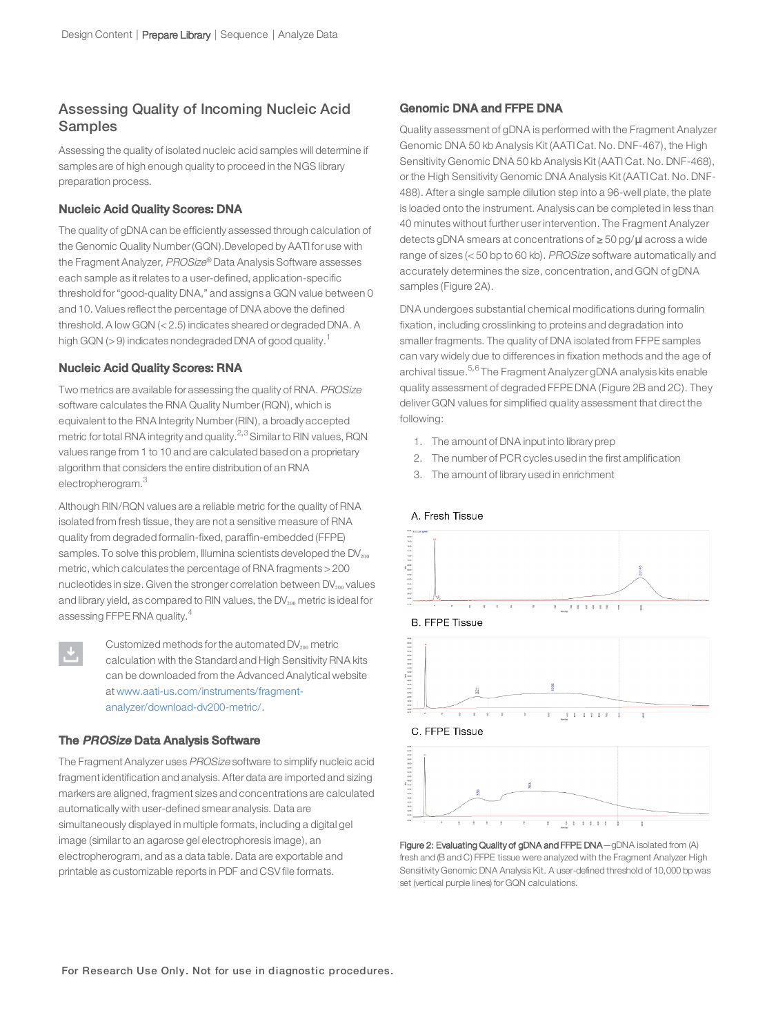## Assessing Quality of Incoming Nucleic Acid Samples

Assessing the quality of isolated nucleic acid samples will determine if samples are of high enough quality to proceed in the NGS library preparation process.

### Nucleic Acid Quality Scores: DNA

The quality of gDNA can be efficiently assessed through calculation of the Genomic Quality Number (GQN).Developed by AATI for use with the Fragment Analyzer, *PROSize*® Data Analysis Software assesses each sample as it relates to a user-defined, application-specific threshold for "good-quality DNA," and assigns a GQN value between 0 and 10. Values reflect the percentage of DNA above the defined threshold. A low GQN (< 2.5) indicates sheared or degraded DNA. A high GQN (> 9) indicates nondegraded DNA of good quality.[1]

### Nucleic Acid Quality Scores: RNA

Two metrics are available for assessing the quality of RNA. *PROSize* software calculates the RNA Quality Number (RQN), which is equivalent to the RNA Integrity Number (RIN), a broadly accepted metric for total RNA integrity and quality.[2,3] Similar to RIN values, RQN values range from 1 to 10 and are calculated based on a proprietary algorithm that considers the entire distribution of an RNA electropherogram.[3]

Although RIN/RQN values are a reliable metric for the quality of RNA isolated from fresh tissue, they are not a sensitive measure of RNA quality from degraded formalin-fixed, paraffin-embedded (FFPE) samples. To solve this problem, Illumina scientists developed the $DV_{200}$ metric, which calculates the percentage of RNA fragments > 200 nucleotides in size. Given the stronger correlation between $DV_{200}$ values and library yield, as compared to RIN values, the $DV_{200}$ metric is ideal for assessing FFPE RNA quality.[4]

Customized methods for the automated $DV_{200}$ metric calculation with the Standard and High Sensitivity RNA kits can be downloaded from the Advanced Analytical website at www.aati-us.com/instruments/fragment-analyzer/download-dv200-metric/.

### The *PROSize* Data Analysis Software

The Fragment Analyzer uses *PROSize* software to simplify nucleic acid fragment identification and analysis. After data are imported and sizing markers are aligned, fragment sizes and concentrations are calculated automatically with user-defined smear analysis. Data are simultaneously displayed in multiple formats, including a digital gel image (similar to an agarose gel electrophoresis image), an electropherogram, and as a data table. Data are exportable and printable as customizable reports in PDF and CSV file formats.

### Genomic DNA and FFPE DNA

Quality assessment of gDNA is performed with the Fragment Analyzer Genomic DNA 50 kb Analysis Kit (AATI Cat. No. DNF-467), the High Sensitivity Genomic DNA 50 kb Analysis Kit (AATI Cat. No. DNF-468), or the High Sensitivity Genomic DNA Analysis Kit (AATI Cat. No. DNF-488). After a single sample dilution step into a 96-well plate, the plate is loaded onto the instrument. Analysis can be completed in less than 40 minutes without further user intervention. The Fragment Analyzer detects gDNA smears at concentrations of ≥ 50 pg/µl across a wide range of sizes (< 50 bp to 60 kb). *PROSize* software automatically and accurately determines the size, concentration, and GQN of gDNA samples (Figure 2A).

DNA undergoes substantial chemical modifications during formalin fixation, including crosslinking to proteins and degradation into smaller fragments. The quality of DNA isolated from FFPE samples can vary widely due to differences in fixation methods and the age of archival tissue.[5,6] The Fragment Analyzer gDNA analysis kits enable quality assessment of degraded FFPE DNA (Figure 2B and 2C). They deliver GQN values for simplified quality assessment that direct the following:

1. The amount of DNA input into library prep
2. The number of PCR cycles used in the first amplification
3. The amount of library used in enrichment

A. Fresh Tissue

B. FFPE Tissue

C. FFPE Tissue

**Figure 2: Evaluating Quality of gDNA and FFPE DNA**—gDNA isolated from (A) fresh and (B and C) FFPE tissue were analyzed with the Fragment Analyzer High Sensitivity Genomic DNA Analysis Kit. A user-defined threshold of 10,000 bp was set (vertical purple lines) for GQN calculations.

For Research Use Only. Not for use in diagnostic procedures.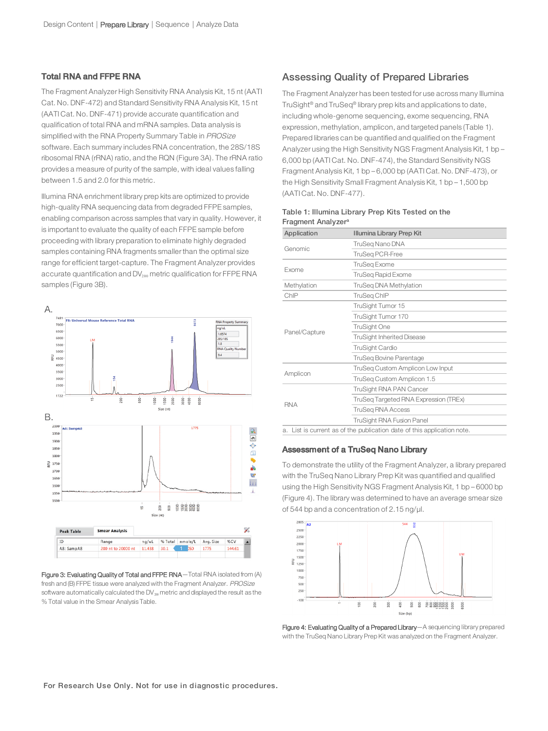## Total RNA and FFPE RNA

The Fragment Analyzer High Sensitivity RNA Analysis Kit, 15 nt (AATI Cat. No. DNF-472) and Standard Sensitivity RNA Analysis Kit, 15 nt (AATI Cat. No. DNF-471) provide accurate quantification and qualification of total RNA and mRNA samples. Data analysis is simplified with the RNA Property Summary Table in *PROSize* software. Each summary includes RNA concentration, the 28S/18S ribosomal RNA (rRNA) ratio, and the RQN (Figure 3A). The rRNA ratio provides a measure of purity of the sample, with ideal values falling between 1.5 and 2.0 for this metric.

Illumina RNA enrichment library prep kits are optimized to provide high-quality RNA sequencing data from degraded FFPE samples, enabling comparison across samples that vary in quality. However, it is important to evaluate the quality of each FFPE sample before proceeding with library preparation to eliminate highly degraded samples containing RNA fragments smaller than the optimal size range for efficient target-capture. The Fragment Analyzer provides accurate quantification and $DV_{200}$ metric qualification for FFPE RNA samples (Figure 3B).

**Figure 3: Evaluating Quality of Total and FFPE RNA**—Total RNA isolated from (A) fresh and (B) FFPE tissue were analyzed with the Fragment Analyzer. *PROSize* software automatically calculated the $DV_{200}$ metric and displayed the result as the % Total value in the Smear Analysis Table.

## Assessing Quality of Prepared Libraries

The Fragment Analyzer has been tested for use across many Illumina TruSight® and TruSeq® library prep kits and applications to date, including whole-genome sequencing, exome sequencing, RNA expression, methylation, amplicon, and targeted panels (Table 1). Prepared libraries can be quantified and qualified on the Fragment Analyzer using the High Sensitivity NGS Fragment Analysis Kit, 1 bp – 6,000 bp (AATI Cat. No. DNF-474), the Standard Sensitivity NGS Fragment Analysis Kit, 1 bp – 6,000 bp (AATI Cat. No. DNF-473), or the High Sensitivity Small Fragment Analysis Kit, 1 bp – 1,500 bp (AATI Cat. No. DNF-477).

**Table 1: Illumina Library Prep Kits Tested on the Fragment Analyzer[a]**

| Application | Illumina Library Prep Kit |
|---|---|
| Genomic | TruSeq Nano DNA |
| | TruSeq PCR-Free |
| Exome | TruSeq Exome |
| | TruSeq Rapid Exome |
| Methylation | TruSeq DNA Methylation |
| ChIP | TruSeq ChIP |
| Panel/Capture | TruSight Tumor 15 |
| | TruSight Tumor 170 |
| | TruSight One |
| | TruSight Inherited Disease |
| | TruSight Cardio |
| | TruSeq Bovine Parentage |
| Amplicon | TruSeq Custom Amplicon Low Input |
| | TruSeq Custom Amplicon 1.5 |
| RNA | TruSight RNA PAN Cancer |
| | TruSeq Targeted RNA Expression (TREx) |
| | TruSeq RNA Access |
| | TruSight RNA Fusion Panel |

a. List is current as of the publication date of this application note.

### Assessment of a TruSeq Nano Library

To demonstrate the utility of the Fragment Analyzer, a library prepared with the TruSeq Nano Library Prep Kit was quantified and qualified using the High Sensitivity NGS Fragment Analysis Kit, 1 bp – 6000 bp (Figure 4). The library was determined to have an average smear size of 544 bp and a concentration of 2.15 ng/µl.

**Figure 4: Evaluating Quality of a Prepared Library**—A sequencing library prepared with the TruSeq Nano Library Prep Kit was analyzed on the Fragment Analyzer.

For Research Use Only. Not for use in diagnostic procedures.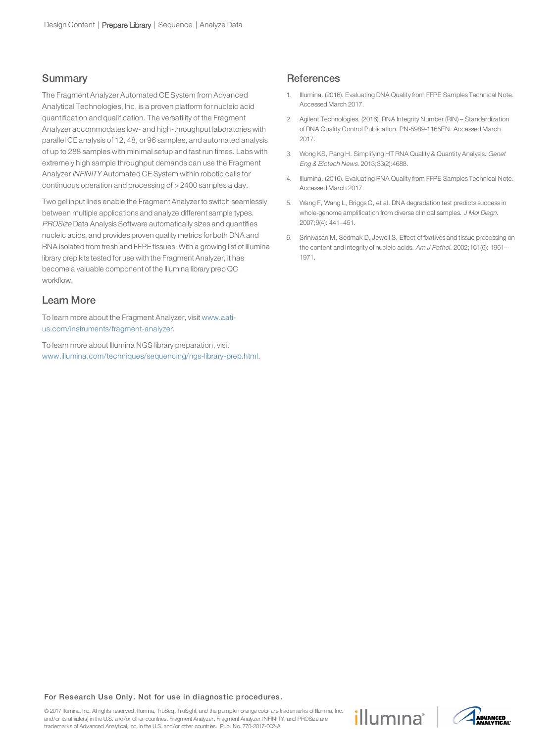## Summary

The Fragment Analyzer Automated CE System from Advanced Analytical Technologies, Inc. is a proven platform for nucleic acid quantification and qualification. The versatility of the Fragment Analyzer accommodates low- and high-throughput laboratories with parallel CE analysis of 12, 48, or 96 samples, and automated analysis of up to 288 samples with minimal setup and fast run times. Labs with extremely high sample throughput demands can use the Fragment Analyzer *INFINITY* Automated CE System within robotic cells for continuous operation and processing of > 2400 samples a day.

Two gel input lines enable the Fragment Analyzer to switch seamlessly between multiple applications and analyze different sample types. *PROSize* Data Analysis Software automatically sizes and quantifies nucleic acids, and provides proven quality metrics for both DNA and RNA isolated from fresh and FFPE tissues. With a growing list of Illumina library prep kits tested for use with the Fragment Analyzer, it has become a valuable component of the Illumina library prep QC workflow.

## Learn More

To learn more about the Fragment Analyzer, visit www.aati-us.com/instruments/fragment-analyzer.

To learn more about Illumina NGS library preparation, visit www.illumina.com/techniques/sequencing/ngs-library-prep.html.

## References

1. Illumina. (2016). Evaluating DNA Quality from FFPE Samples Technical Note. Accessed March 2017.
2. Agilent Technologies. (2016). RNA Integrity Number (RIN) – Standardization of RNA Quality Control Publication. PN-5989-1165EN. Accessed March 2017.
3. Wong KS, Pang H. Simplifying HT RNA Quality & Quantity Analysis. *Genet Eng & Biotech News*. 2013;33(2):4688.
4. Illumina. (2016). Evaluating RNA Quality from FFPE Samples Technical Note. Accessed March 2017.
5. Wang F, Wang L, Briggs C, et al. DNA degradation test predicts success in whole-genome amplification from diverse clinical samples. *J Mol Diagn*. 2007;9(4): 441–451.
6. Srinivasan M, Sedmak D, Jewell S. Effect of fixatives and tissue processing on the content and integrity of nucleic acids. *Am J Pathol*. 2002;161(6): 1961–1971.

**For Research Use Only. Not for use in diagnostic procedures.**

© 2017 Illumina, Inc. All rights reserved. Illumina, TruSeq, TruSight, and the pumpkin orange color are trademarks of Illumina, Inc. and/or its affiliate(s) in the U.S. and/or other countries. Fragment Analyzer, Fragment Analyzer INFINITY, and PROSize are trademarks of Advanced Analytical, Inc. in the U.S. and/or other countries. Pub. No. 770-2017-002-A